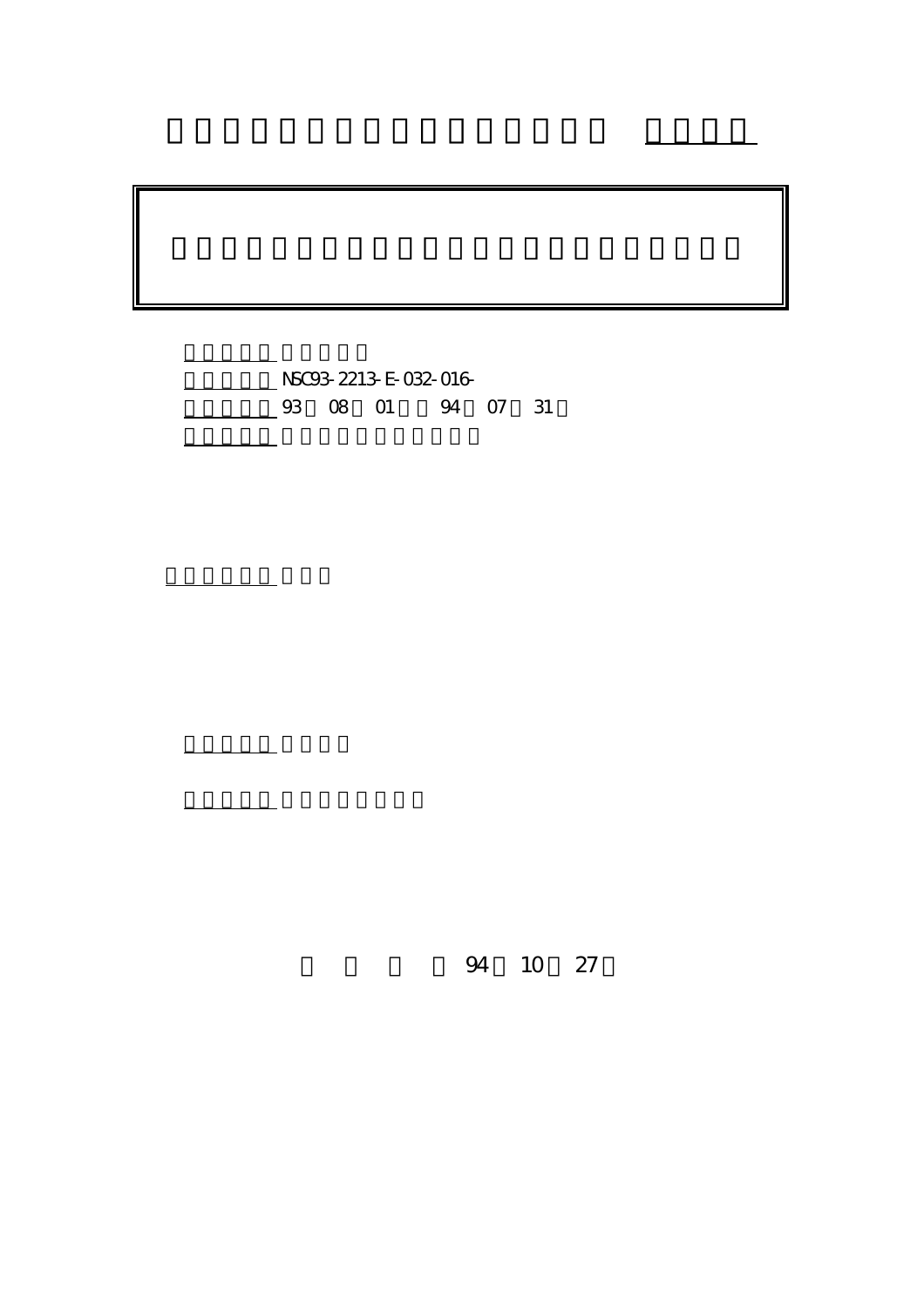NSC93-2213-E-032-016-

93 08 01 94 07 31

94 10 27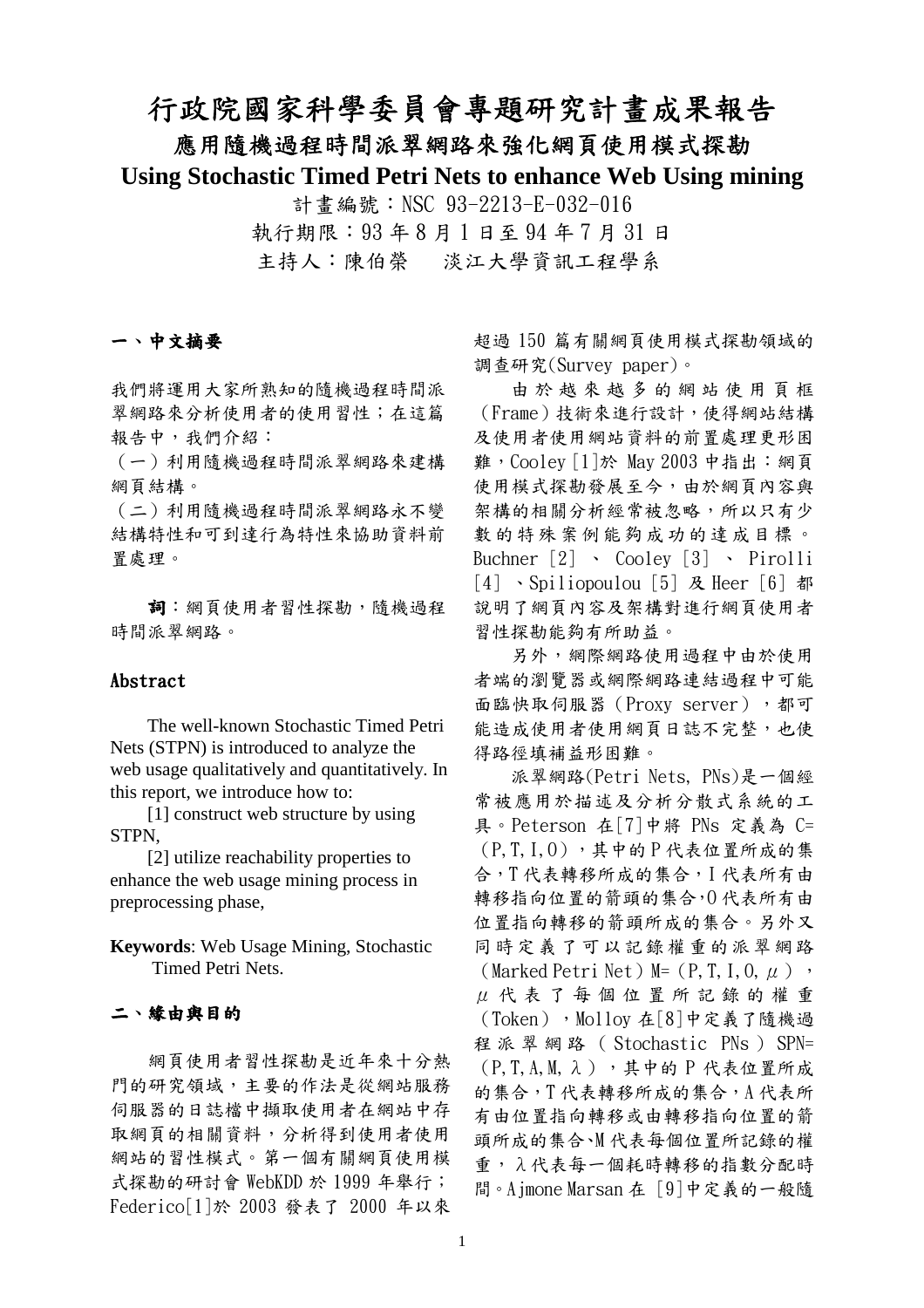# 行政院國家科學委員會專題研究計畫成果報告

## 應用隨機過程時間派翠網路來強化網頁使用模式探勘

## Using Stochastic Timed Petri Nets to enhance Web Using mining

計畫編號：NSC 93-2213-E-032-016

執行期限：93 年 8 月 1 日至 94 年 7 月 31 日

主持人：陳伯榮　淡江大學資訊工程學系

### 一、中文摘要

我們將運用大家所熟知的隨機過程時間派翠網路來分析使用者的使用習性；在這篇報告中，我們介紹：

（一）利用隨機過程時間派翠網路來建構網頁結構。

（二）利用隨機過程時間派翠網路永不變結構特性和可到達行為特性來協助資料前置處理。

**詞**：網頁使用者習性探勘，隨機過程時間派翠網路。

### Abstract

The well-known Stochastic Timed Petri Nets (STPN) is introduced to analyze the web usage qualitatively and quantitatively. In this report, we introduce how to:

[1] construct web structure by using STPN,

[2] utilize reachability properties to enhance the web usage mining process in preprocessing phase,

**Keywords**: Web Usage Mining, Stochastic Timed Petri Nets.

### 二、緣由與目的

網頁使用者習性探勘是近年來十分熱門的研究領域，主要的作法是從網站服務伺服器的日誌檔中擷取使用者在網站中存取網頁的相關資料，分析得到使用者使用網站的習性模式。第一個有關網頁使用模式探勘的研討會 WebKDD 於 1999 年舉行；Federico[1]於 2003 發表了 2000 年以來超過 150 篇有關網頁使用模式探勘領域的調查研究(Survey paper)。

由於越來越多的網站使用頁框（Frame）技術來進行設計，使得網站結構及使用者使用網站資料的前置處理更形困難，Cooley [1]於 May 2003 中指出：網頁使用模式探勘發展至今，由於網頁內容與架構的相關分析經常被忽略，所以只有少數的特殊案例能夠成功的達成目標。Buchner [2]、Cooley [3]、Pirolli [4]、Spiliopoulou [5] 及 Heer [6] 都說明了網頁內容及架構對進行網頁使用者習性探勘能夠有所助益。

另外，網際網路使用過程中由於使用者端的瀏覽器或網際網路連結過程中可能面臨快取伺服器（Proxy server），都可能造成使用者使用網頁日誌不完整，也使得路徑填補益形困難。

派翠網路(Petri Nets, PNs)是一個經常被應用於描述及分析分散式系統的工具。Peterson 在[7]中將 PNs 定義為 C=（P,T,I,O），其中的 P 代表位置所成的集合，T 代表轉移所成的集合，I 代表所有由轉移指向位置的箭頭的集合，O 代表所有由位置指向轉移的箭頭所成的集合。另外又同時定義了可以記錄權重的派翠網路（Marked Petri Net）M=（P,T,I,O,$\mu$），$\mu$ 代表了每個位置所記錄的權重（Token），Molloy 在[8]中定義了隨機過程派翠網路（Stochastic PNs）SPN=（P,T,A,M,$\lambda$），其中的 P 代表位置所成的集合，T 代表轉移所成的集合，A 代表所有由位置指向轉移或由轉移指向位置的箭頭所成的集合、M 代表每個位置所記錄的權重，$\lambda$ 代表每一個耗時轉移的指數分配時間。Ajmone Marsan 在 [9]中定義的一般隨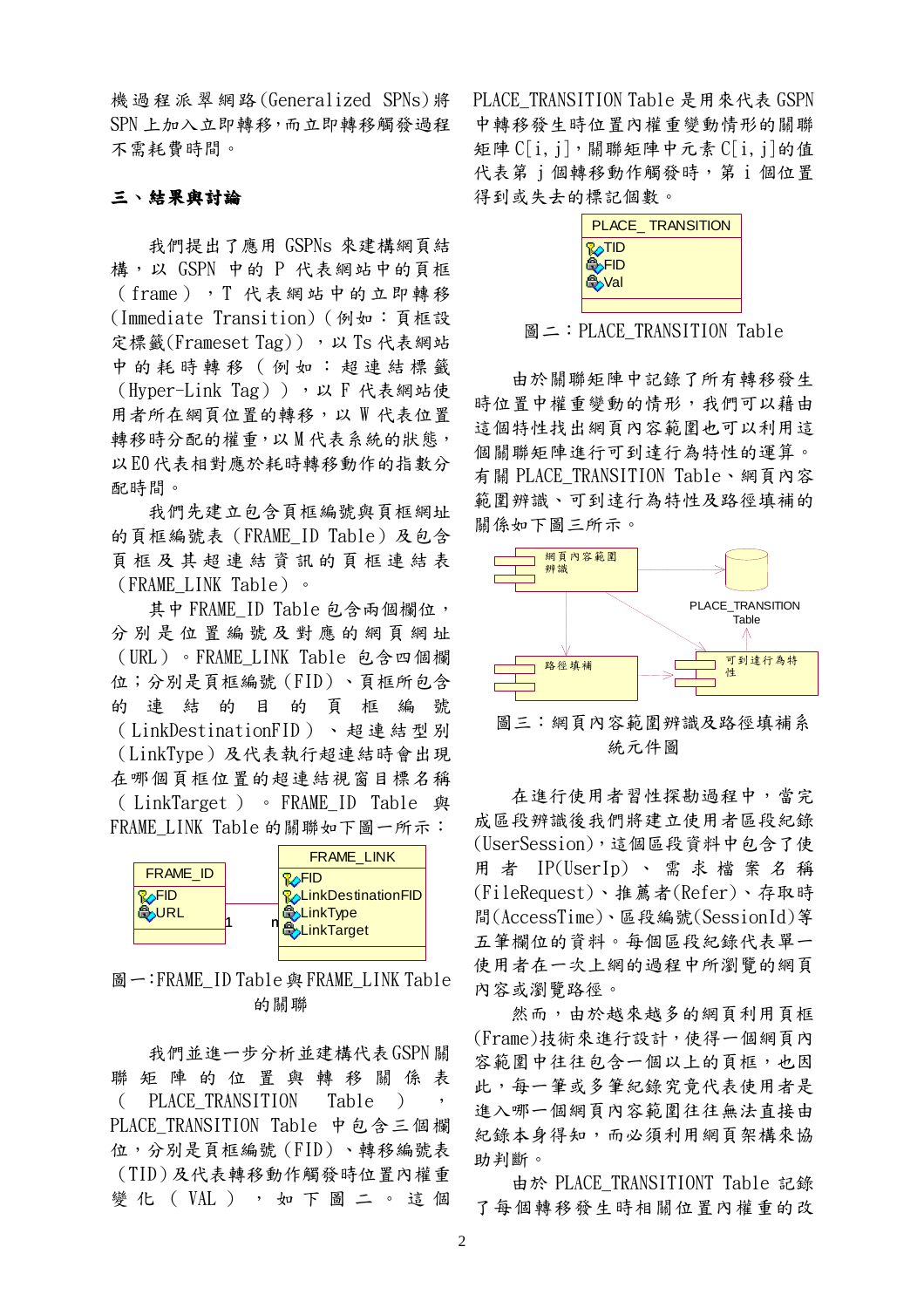機過程派翠網路(Generalized SPNs)將 SPN 上加入立即轉移，而立即轉移觸發過程不需耗費時間。

## 三、結果與討論

我們提出了應用 GSPNs 來建構網頁結構，以 GSPN 中的 P 代表網站中的頁框（frame），T 代表網站中的立即轉移(Immediate Transition)（例如：頁框設定標籤(Frameset Tag)），以 Ts 代表網站中的耗時轉移（例如：超連結標籤(Hyper-Link Tag)），以 F 代表網站使用者所在網頁位置的轉移，以 W 代表位置轉移時分配的權重，以 M 代表系統的狀態，以 E0 代表相對應於耗時轉移動作的指數分配時間。

我們先建立包含頁框編號與頁框網址的頁框編號表（FRAME_ID Table）及包含頁框及其超連結資訊的頁框連結表（FRAME_LINK Table）。

其中 FRAME_ID Table 包含兩個欄位，分別是位置編號及對應的網頁網址（URL）。FRAME_LINK Table 包含四個欄位；分別是頁框編號（FID）、頁框所包含的連結的目的頁框編號（LinkDestinationFID）、超連結型別（LinkType）及代表執行超連結時會出現在哪個頁框位置的超連結視窗目標名稱（LinkTarget）。FRAME_ID Table 與 FRAME_LINK Table 的關聯如下圖一所示：

| FRAME_ID |
|---|
| FID |
| URL |

| FRAME_LINK |
|---|
| FID |
| LinkDestinationFID |
| LinkType |
| LinkTarget |

(1 : n)

圖一:FRAME_ID Table 與 FRAME_LINK Table 的關聯

我們並進一步分析並建構代表 GSPN 關聯矩陣的位置與轉移關係表（PLACE_TRANSITION Table），PLACE_TRANSITION Table 中包含三個欄位，分別是頁框編號（FID）、轉移編號表（TID）及代表轉移動作觸發時位置內權重變化（VAL），如下圖二。這個 PLACE_TRANSITION Table 是用來代表 GSPN 中轉移發生時位置內權重變動情形的關聯矩陣 C[i, j]，關聯矩陣中元素 C[i, j]的值代表第 j 個轉移動作觸發時，第 i 個位置得到或失去的標記個數。

| PLACE_ TRANSITION |
|---|
| TID |
| FID |
| Val |

圖二：PLACE_TRANSITION Table

由於關聯矩陣中記錄了所有轉移發生時位置中權重變動的情形，我們可以藉由這個特性找出網頁內容範圍也可以利用這個關聯矩陣進行可到達行為特性的運算。有關 PLACE_TRANSITION Table、網頁內容範圍辨識、可到達行為特性及路徑填補的關係如下圖三所示。

網頁內容範圍辨識 → PLACE_TRANSITION Table；路徑填補 → 可到達行為特性 → PLACE_TRANSITION Table

圖三：網頁內容範圍辨識及路徑填補系統元件圖

在進行使用者習性探勘過程中，當完成區段辨識後我們將建立使用者區段紀錄(UserSession)，這個區段資料中包含了使用者 IP(UserIp)、需求檔案名稱(FileRequest)、推薦者(Refer)、存取時間(AccessTime)、區段編號(SessionId)等五筆欄位的資料。每個區段紀錄代表單一使用者在一次上網的過程中所瀏覽的網頁內容或瀏覽路徑。

然而，由於越來越多的網頁利用頁框(Frame)技術來進行設計，使得一個網頁內容範圍中往往包含一個以上的頁框，也因此，每一筆或多筆紀錄究竟代表使用者是進入哪一個網頁內容範圍往往無法直接由紀錄本身得知，而必須利用網頁架構來協助判斷。

由於 PLACE_TRANSITIONT Table 記錄了每個轉移發生時相關位置內權重的改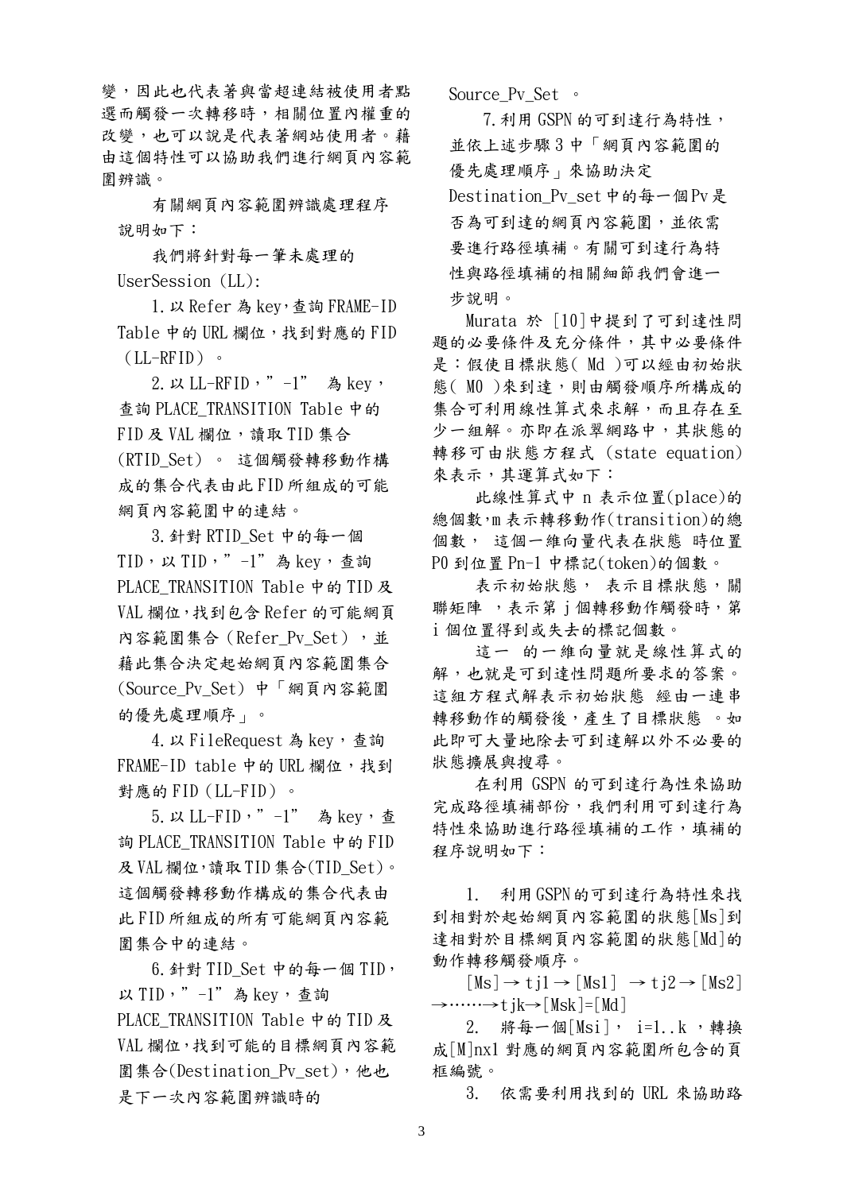變，因此也代表著與當超連結被使用者點選而觸發一次轉移時，相關位置內權重的改變，也可以說是代表著網站使用者。藉由這個特性可以協助我們進行網頁內容範圍辨識。

有關網頁內容範圍辨識處理程序說明如下：

我們將針對每一筆未處理的 UserSession (LL):

1. 以 Refer 為 key，查詢 FRAME-ID Table 中的 URL 欄位，找到對應的 FID （LL-RFID）。

2. 以 LL-RFID，”-1” 為 key，查詢 PLACE_TRANSITION Table 中的 FID 及 VAL 欄位，讀取 TID 集合 (RTID_Set)。 這個觸發轉移動作構成的集合代表由此 FID 所組成的可能網頁內容範圍中的連結。

3. 針對 RTID_Set 中的每一個 TID，以 TID，”-1” 為 key，查詢 PLACE_TRANSITION Table 中的 TID 及 VAL 欄位，找到包含 Refer 的可能網頁內容範圍集合 (Refer_Pv_Set)，並藉此集合決定起始網頁內容範圍集合 (Source_Pv_Set) 中「網頁內容範圍的優先處理順序」。

4. 以 FileRequest 為 key，查詢 FRAME-ID table 中的 URL 欄位，找到對應的 FID (LL-FID)。

5. 以 LL-FID，”-1” 為 key，查詢 PLACE_TRANSITION Table 中的 FID 及 VAL 欄位，讀取 TID 集合(TID_Set)。這個觸發轉移動作構成的集合代表由此 FID 所組成的所有可能網頁內容範圍集合中的連結。

6. 針對 TID_Set 中的每一個 TID，以 TID，”-1” 為 key，查詢 PLACE_TRANSITION Table 中的 TID 及 VAL 欄位，找到可能的目標網頁內容範圍集合(Destination_Pv_set)，他也是下一次內容範圍辨識時的 Source_Pv_Set 。

7. 利用 GSPN 的可到達行為特性，並依上述步驟 3 中「網頁內容範圍的優先處理順序」來協助決定 Destination_Pv_set 中的每一個 Pv 是否為可到達的網頁內容範圍，並依需要進行路徑填補。有關可到達行為特性與路徑填補的相關細節我們會進一步說明。

Murata 於 [10]中提到了可到達性問題的必要條件及充分條件，其中必要條件是：假使目標狀態( Md )可以經由初始狀態( M0 )來到達，則由觸發順序所構成的集合可利用線性算式來求解，而且存在至少一組解。亦即在派翠網路中，其狀態的轉移可由狀態方程式 (state equation) 來表示，其運算式如下：

此線性算式中 n 表示位置(place)的總個數，m 表示轉移動作(transition)的總個數， 這個一維向量代表在狀態 時位置 P0 到位置 Pn-1 中標記(token)的個數。

表示初始狀態， 表示目標狀態，關聯矩陣 ，表示第 j 個轉移動作觸發時，第 i 個位置得到或失去的標記個數。

這一 的一維向量就是線性算式的解，也就是可到達性問題所要求的答案。這組方程式解表示初始狀態 經由一連串轉移動作的觸發後，產生了目標狀態 。如此即可大量地除去可到達解以外不必要的狀態擴展與搜尋。

在利用 GSPN 的可到達行為性來協助完成路徑填補部份，我們利用可到達行為特性來協助進行路徑填補的工作，填補的程序說明如下：

1. 利用 GSPN 的可到達行為特性來找到相對於起始網頁內容範圍的狀態[Ms]到達相對於目標網頁內容範圍的狀態[Md]的動作轉移觸發順序。

[Ms] → tj1 → [Ms1] → tj2 → [Ms2] →……→ tjk → [Msk]=[Md]

2. 將每一個[Msi]， i=1..k ，轉換成[M]nx1 對應的網頁內容範圍所包含的頁框編號。

3. 依需要利用找到的 URL 來協助路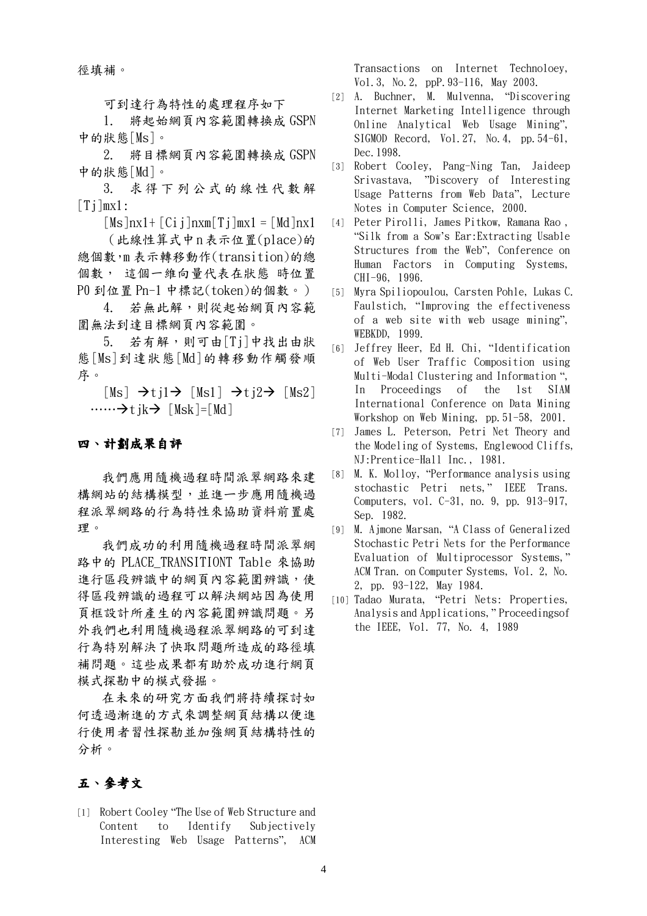徑填補。

可到達行為特性的處理程序如下

1. 將起始網頁內容範圍轉換成 GSPN 中的狀態[Ms]。

2. 將目標網頁內容範圍轉換成 GSPN 中的狀態[Md]。

3. 求得下列公式的線性代數解[Tj]mx1:

[Ms]nx1+[Cij]nxm[Tj]mx1 = [Md]nx1

（此線性算式中 n 表示位置(place)的總個數，m 表示轉移動作(transition)的總個數， 這個一維向量代表在狀態 時位置 P0 到位置 Pn-1 中標記(token)的個數。）

4. 若無此解，則從起始網頁內容範圍無法到達目標網頁內容範圍。

5. 若有解，則可由[Tj]中找出由狀態[Ms]到達狀態[Md]的轉移動作觸發順序。

[Ms] →tj1→ [Ms1] →tj2→ [Ms2] ……→tjk→ [Msk]=[Md]

## 四、計劃成果自評

我們應用隨機過程時間派翠網路來建構網站的結構模型，並進一步應用隨機過程派翠網路的行為特性來協助資料前置處理。

我們成功的利用隨機過程時間派翠網路中的 PLACE_TRANSITIONT Table 來協助進行區段辨識中的網頁內容範圍辨識，使得區段辨識的過程可以解決網站因為使用頁框設計所產生的內容範圍辨識問題。另外我們也利用隨機過程派翠網路的可到達行為特別解決了快取問題所造成的路徑填補問題。這些成果都有助於成功進行網頁模式探勘中的模式發掘。

在未來的研究方面我們將持續探討如何透過漸進的方式來調整網頁結構以便進行使用者習性探勘並加強網頁結構特性的分析。

## 五、參考文

[1] Robert Cooley "The Use of Web Structure and Content to Identify Subjectively Interesting Web Usage Patterns", ACM Transactions on Internet Technoloey, Vol.3, No.2, ppP.93-116, May 2003.

[2] A. Buchner, M. Mulvenna, "Discovering Internet Marketing Intelligence through Online Analytical Web Usage Mining", SIGMOD Record, Vol.27, No.4, pp.54-61, Dec.1998.

[3] Robert Cooley, Pang-Ning Tan, Jaideep Srivastava, "Discovery of Interesting Usage Patterns from Web Data", Lecture Notes in Computer Science, 2000.

[4] Peter Pirolli, James Pitkow, Ramana Rao , "Silk from a Sow's Ear:Extracting Usable Structures from the Web", Conference on Human Factors in Computing Systems, CHI-96, 1996.

[5] Myra Spiliopoulou, Carsten Pohle, Lukas C. Faulstich, "Improving the effectiveness of a web site with web usage mining", WEBKDD, 1999.

[6] Jeffrey Heer, Ed H. Chi, "Identification of Web User Traffic Composition using Multi-Modal Clustering and Information ", In Proceedings of the 1st SIAM International Conference on Data Mining Workshop on Web Mining, pp.51-58, 2001.

[7] James L. Peterson, Petri Net Theory and the Modeling of Systems, Englewood Cliffs, NJ:Prentice-Hall Inc., 1981.

[8] M. K. Molloy, "Performance analysis using stochastic Petri nets," IEEE Trans. Computers, vol. C-31, no. 9, pp. 913-917, Sep. 1982.

[9] M. Ajmone Marsan, "A Class of Generalized Stochastic Petri Nets for the Performance Evaluation of Multiprocessor Systems," ACM Tran. on Computer Systems, Vol. 2, No. 2, pp. 93-122, May 1984.

[10] Tadao Murata, "Petri Nets: Properties, Analysis and Applications,"Proceedingsof the IEEE, Vol. 77, No. 4, 1989